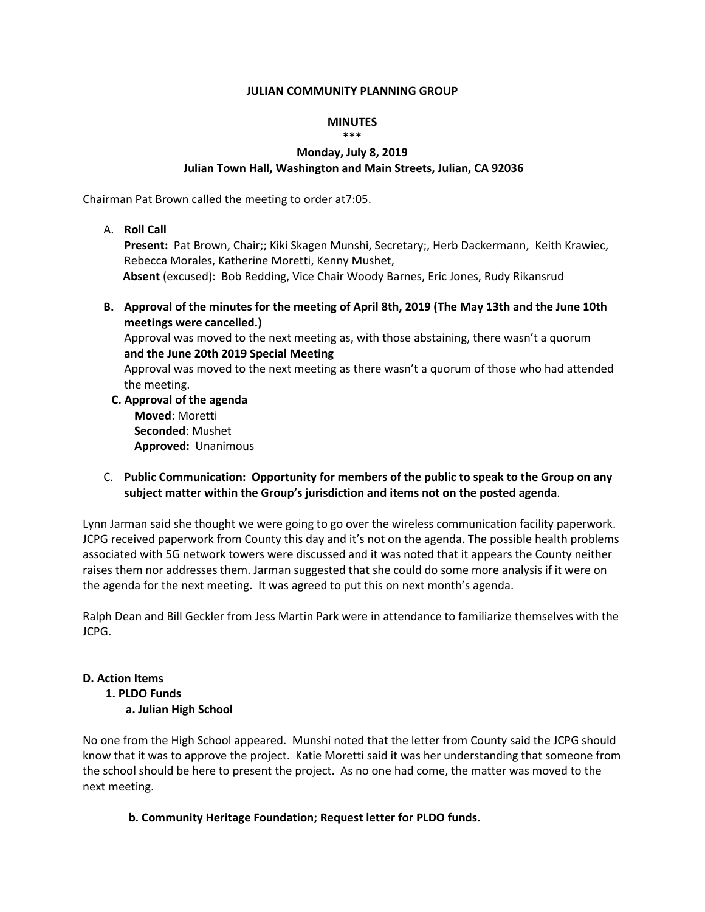**JULIAN COMMUNITY PLANNING GROUP**

**MINUTES**

***

**Monday, July 8, 2019**
**Julian Town Hall, Washington and Main Streets, Julian, CA 92036**

Chairman Pat Brown called the meeting to order at7:05.

A. **Roll Call**
   **Present:** Pat Brown, Chair;; Kiki Skagen Munshi, Secretary;, Herb Dackermann, Keith Krawiec, Rebecca Morales, Katherine Moretti, Kenny Mushet,
   **Absent** (excused): Bob Redding, Vice Chair Woody Barnes, Eric Jones, Rudy Rikansrud

**B. Approval of the minutes for the meeting of April 8th, 2019 (The May 13th and the June 10th meetings were cancelled.)**
   Approval was moved to the next meeting as, with those abstaining, there wasn't a quorum
   **and the June 20th 2019 Special Meeting**
   Approval was moved to the next meeting as there wasn't a quorum of those who had attended the meeting.

**C. Approval of the agenda**
   **Moved**: Moretti
   **Seconded**: Mushet
   **Approved:** Unanimous

C. **Public Communication: Opportunity for members of the public to speak to the Group on any subject matter within the Group's jurisdiction and items not on the posted agenda**.

Lynn Jarman said she thought we were going to go over the wireless communication facility paperwork. JCPG received paperwork from County this day and it's not on the agenda. The possible health problems associated with 5G network towers were discussed and it was noted that it appears the County neither raises them nor addresses them. Jarman suggested that she could do some more analysis if it were on the agenda for the next meeting. It was agreed to put this on next month's agenda.

Ralph Dean and Bill Geckler from Jess Martin Park were in attendance to familiarize themselves with the JCPG.

**D. Action Items**

**1. PLDO Funds**

**a. Julian High School**

No one from the High School appeared. Munshi noted that the letter from County said the JCPG should know that it was to approve the project. Katie Moretti said it was her understanding that someone from the school should be here to present the project. As no one had come, the matter was moved to the next meeting.

**b. Community Heritage Foundation; Request letter for PLDO funds.**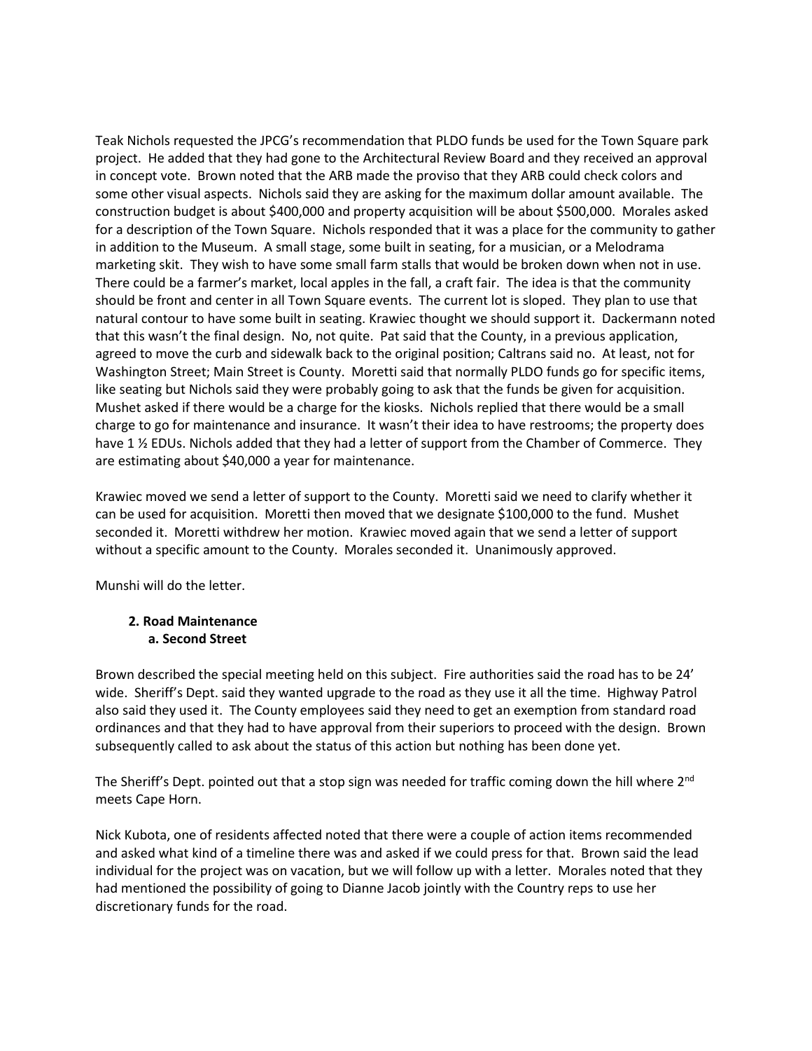Teak Nichols requested the JPCG's recommendation that PLDO funds be used for the Town Square park project. He added that they had gone to the Architectural Review Board and they received an approval in concept vote. Brown noted that the ARB made the proviso that they ARB could check colors and some other visual aspects. Nichols said they are asking for the maximum dollar amount available. The construction budget is about $400,000 and property acquisition will be about $500,000. Morales asked for a description of the Town Square. Nichols responded that it was a place for the community to gather in addition to the Museum. A small stage, some built in seating, for a musician, or a Melodrama marketing skit. They wish to have some small farm stalls that would be broken down when not in use. There could be a farmer's market, local apples in the fall, a craft fair. The idea is that the community should be front and center in all Town Square events. The current lot is sloped. They plan to use that natural contour to have some built in seating. Krawiec thought we should support it. Dackermann noted that this wasn't the final design. No, not quite. Pat said that the County, in a previous application, agreed to move the curb and sidewalk back to the original position; Caltrans said no. At least, not for Washington Street; Main Street is County. Moretti said that normally PLDO funds go for specific items, like seating but Nichols said they were probably going to ask that the funds be given for acquisition. Mushet asked if there would be a charge for the kiosks. Nichols replied that there would be a small charge to go for maintenance and insurance. It wasn't their idea to have restrooms; the property does have 1 ½ EDUs. Nichols added that they had a letter of support from the Chamber of Commerce. They are estimating about $40,000 a year for maintenance.

Krawiec moved we send a letter of support to the County. Moretti said we need to clarify whether it can be used for acquisition. Moretti then moved that we designate $100,000 to the fund. Mushet seconded it. Moretti withdrew her motion. Krawiec moved again that we send a letter of support without a specific amount to the County. Morales seconded it. Unanimously approved.

Munshi will do the letter.

**2. Road Maintenance**

**a. Second Street**

Brown described the special meeting held on this subject. Fire authorities said the road has to be 24' wide. Sheriff's Dept. said they wanted upgrade to the road as they use it all the time. Highway Patrol also said they used it. The County employees said they need to get an exemption from standard road ordinances and that they had to have approval from their superiors to proceed with the design. Brown subsequently called to ask about the status of this action but nothing has been done yet.

The Sheriff's Dept. pointed out that a stop sign was needed for traffic coming down the hill where 2nd meets Cape Horn.

Nick Kubota, one of residents affected noted that there were a couple of action items recommended and asked what kind of a timeline there was and asked if we could press for that. Brown said the lead individual for the project was on vacation, but we will follow up with a letter. Morales noted that they had mentioned the possibility of going to Dianne Jacob jointly with the Country reps to use her discretionary funds for the road.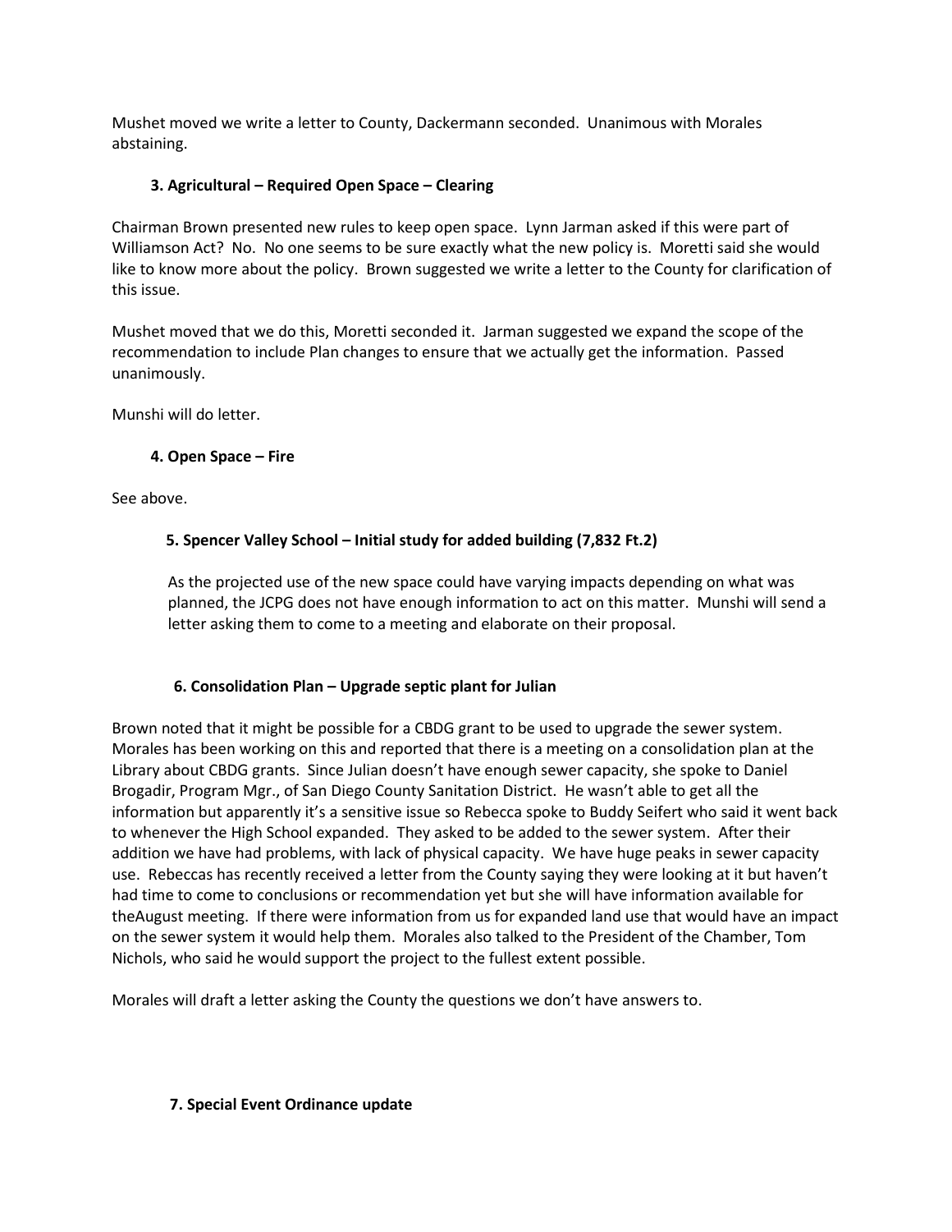Mushet moved we write a letter to County, Dackermann seconded. Unanimous with Morales abstaining.

**3. Agricultural – Required Open Space – Clearing**

Chairman Brown presented new rules to keep open space. Lynn Jarman asked if this were part of Williamson Act? No. No one seems to be sure exactly what the new policy is. Moretti said she would like to know more about the policy. Brown suggested we write a letter to the County for clarification of this issue.

Mushet moved that we do this, Moretti seconded it. Jarman suggested we expand the scope of the recommendation to include Plan changes to ensure that we actually get the information. Passed unanimously.

Munshi will do letter.

**4. Open Space – Fire**

See above.

**5. Spencer Valley School – Initial study for added building (7,832 Ft.2)**

As the projected use of the new space could have varying impacts depending on what was planned, the JCPG does not have enough information to act on this matter. Munshi will send a letter asking them to come to a meeting and elaborate on their proposal.

**6. Consolidation Plan – Upgrade septic plant for Julian**

Brown noted that it might be possible for a CBDG grant to be used to upgrade the sewer system. Morales has been working on this and reported that there is a meeting on a consolidation plan at the Library about CBDG grants. Since Julian doesn't have enough sewer capacity, she spoke to Daniel Brogadir, Program Mgr., of San Diego County Sanitation District. He wasn't able to get all the information but apparently it's a sensitive issue so Rebecca spoke to Buddy Seifert who said it went back to whenever the High School expanded. They asked to be added to the sewer system. After their addition we have had problems, with lack of physical capacity. We have huge peaks in sewer capacity use. Rebeccas has recently received a letter from the County saying they were looking at it but haven't had time to come to conclusions or recommendation yet but she will have information available for theAugust meeting. If there were information from us for expanded land use that would have an impact on the sewer system it would help them. Morales also talked to the President of the Chamber, Tom Nichols, who said he would support the project to the fullest extent possible.

Morales will draft a letter asking the County the questions we don't have answers to.

**7. Special Event Ordinance update**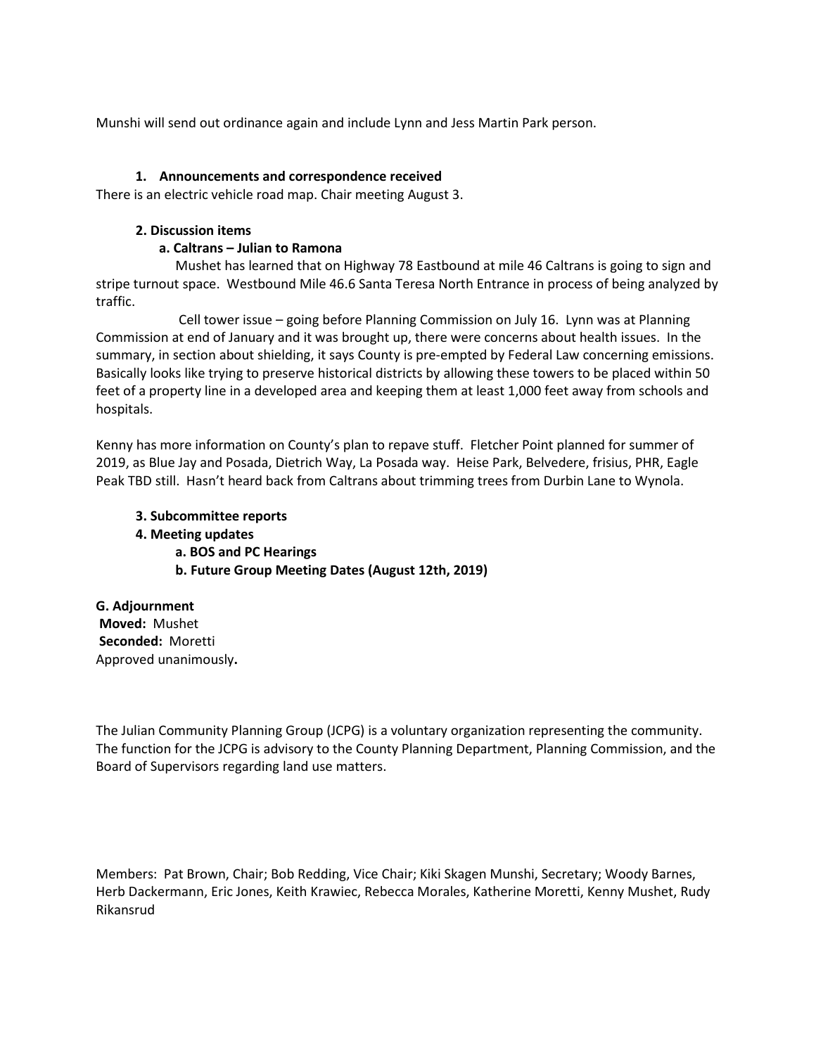Munshi will send out ordinance again and include Lynn and Jess Martin Park person.

**1. Announcements and correspondence received**

There is an electric vehicle road map. Chair meeting August 3.

**2. Discussion items**

**a. Caltrans – Julian to Ramona**

Mushet has learned that on Highway 78 Eastbound at mile 46 Caltrans is going to sign and stripe turnout space. Westbound Mile 46.6 Santa Teresa North Entrance in process of being analyzed by traffic.

Cell tower issue – going before Planning Commission on July 16. Lynn was at Planning Commission at end of January and it was brought up, there were concerns about health issues. In the summary, in section about shielding, it says County is pre-empted by Federal Law concerning emissions. Basically looks like trying to preserve historical districts by allowing these towers to be placed within 50 feet of a property line in a developed area and keeping them at least 1,000 feet away from schools and hospitals.

Kenny has more information on County's plan to repave stuff. Fletcher Point planned for summer of 2019, as Blue Jay and Posada, Dietrich Way, La Posada way. Heise Park, Belvedere, frisius, PHR, Eagle Peak TBD still. Hasn't heard back from Caltrans about trimming trees from Durbin Lane to Wynola.

**3. Subcommittee reports**

**4. Meeting updates**

**a. BOS and PC Hearings**

**b. Future Group Meeting Dates (August 12th, 2019)**

**G. Adjournment**

**Moved:** Mushet
**Seconded:** Moretti
Approved unanimously**.**

The Julian Community Planning Group (JCPG) is a voluntary organization representing the community. The function for the JCPG is advisory to the County Planning Department, Planning Commission, and the Board of Supervisors regarding land use matters.

Members: Pat Brown, Chair; Bob Redding, Vice Chair; Kiki Skagen Munshi, Secretary; Woody Barnes, Herb Dackermann, Eric Jones, Keith Krawiec, Rebecca Morales, Katherine Moretti, Kenny Mushet, Rudy Rikansrud